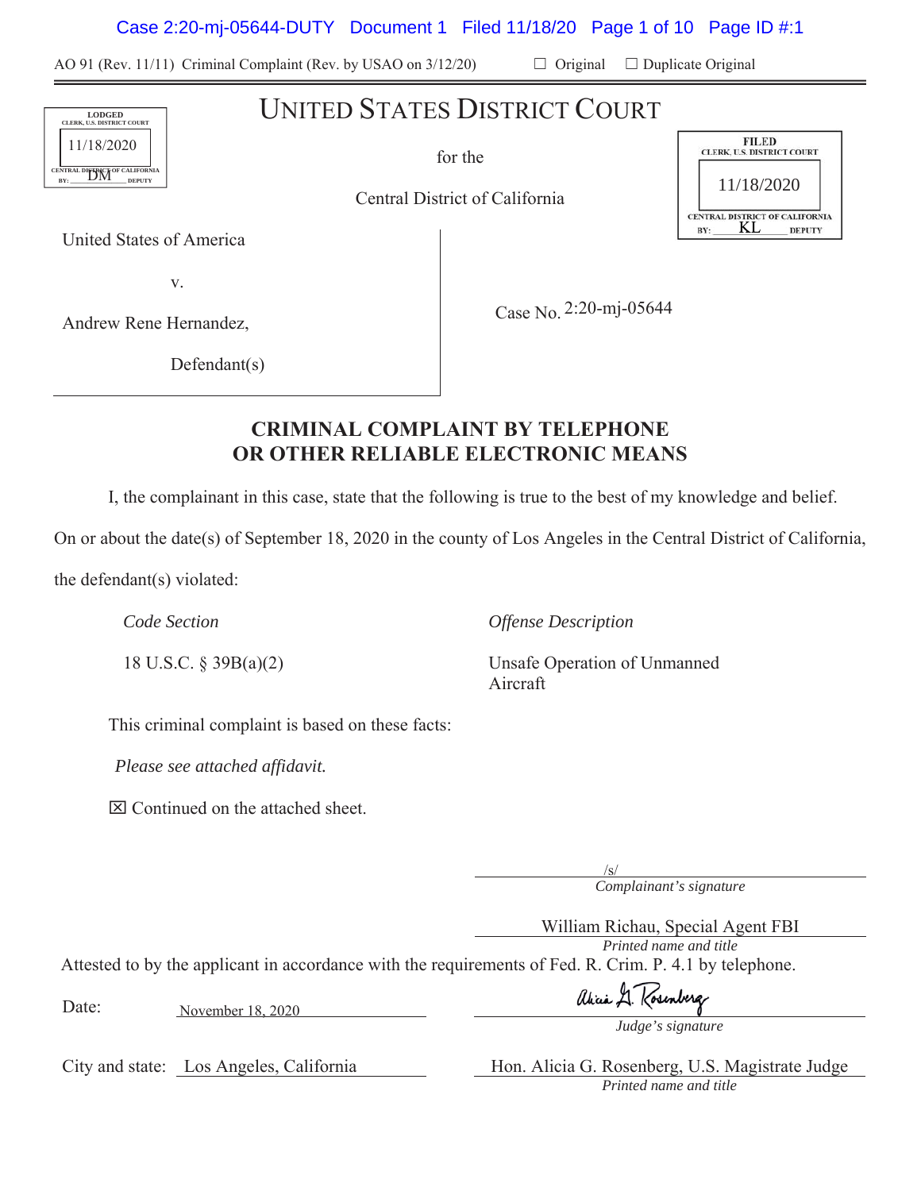AO 91 (Rev. 11/11) Criminal Complaint (Rev. by USAO on 3/12/20) ☐ Original ☐ Duplicate Original

LODGED
CLERK, U.S. DISTRICT COURT
11/18/2020
CENTRAL DISTRICT OF CALIFORNIA
BY: DM DEPUTY

# UNITED STATES DISTRICT COURT

for the

Central District of California

FILED
CLERK, U.S. DISTRICT COURT
11/18/2020
CENTRAL DISTRICT OF CALIFORNIA
BY: KL DEPUTY

United States of America

v.

Andrew Rene Hernandez,

Defendant(s)

Case No. 2:20-mj-05644

## CRIMINAL COMPLAINT BY TELEPHONE OR OTHER RELIABLE ELECTRONIC MEANS

I, the complainant in this case, state that the following is true to the best of my knowledge and belief.

On or about the date(s) of September 18, 2020 in the county of Los Angeles in the Central District of California, the defendant(s) violated:

| *Code Section* | *Offense Description* |
|---|---|
| 18 U.S.C. § 39B(a)(2) | Unsafe Operation of Unmanned Aircraft |

This criminal complaint is based on these facts:

*Please see attached affidavit.*

☒ Continued on the attached sheet.

/s/
*Complainant's signature*

William Richau, Special Agent FBI
*Printed name and title*

Attested to by the applicant in accordance with the requirements of Fed. R. Crim. P. 4.1 by telephone.

Date: November 18, 2020

*Judge's signature*

City and state: Los Angeles, California

Hon. Alicia G. Rosenberg, U.S. Magistrate Judge
*Printed name and title*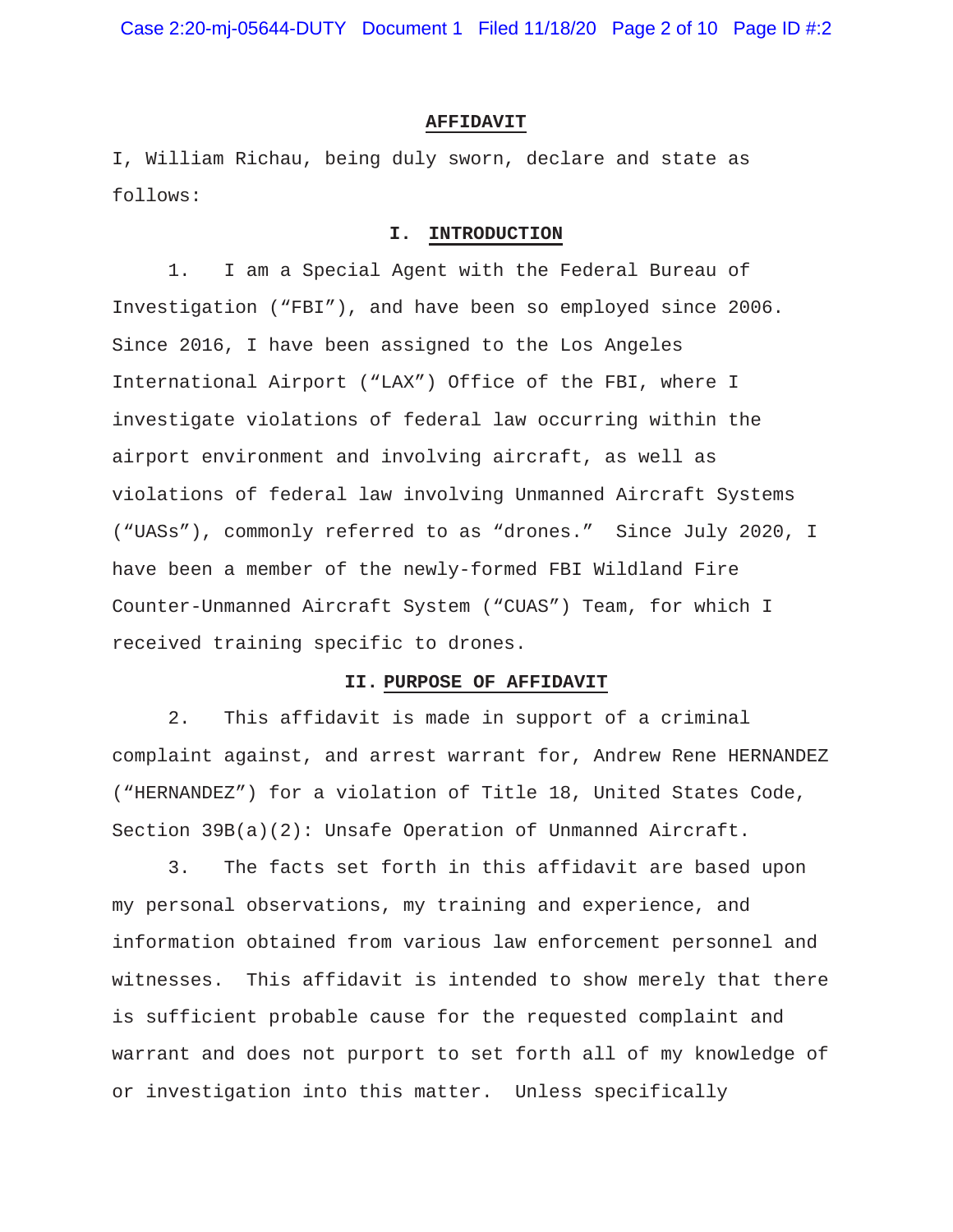# AFFIDAVIT

I, William Richau, being duly sworn, declare and state as follows:

## I. INTRODUCTION

1. I am a Special Agent with the Federal Bureau of Investigation ("FBI"), and have been so employed since 2006. Since 2016, I have been assigned to the Los Angeles International Airport ("LAX") Office of the FBI, where I investigate violations of federal law occurring within the airport environment and involving aircraft, as well as violations of federal law involving Unmanned Aircraft Systems ("UASs"), commonly referred to as "drones." Since July 2020, I have been a member of the newly-formed FBI Wildland Fire Counter-Unmanned Aircraft System ("CUAS") Team, for which I received training specific to drones.

## II. PURPOSE OF AFFIDAVIT

2. This affidavit is made in support of a criminal complaint against, and arrest warrant for, Andrew Rene HERNANDEZ ("HERNANDEZ") for a violation of Title 18, United States Code, Section 39B(a)(2): Unsafe Operation of Unmanned Aircraft.

3. The facts set forth in this affidavit are based upon my personal observations, my training and experience, and information obtained from various law enforcement personnel and witnesses. This affidavit is intended to show merely that there is sufficient probable cause for the requested complaint and warrant and does not purport to set forth all of my knowledge of or investigation into this matter. Unless specifically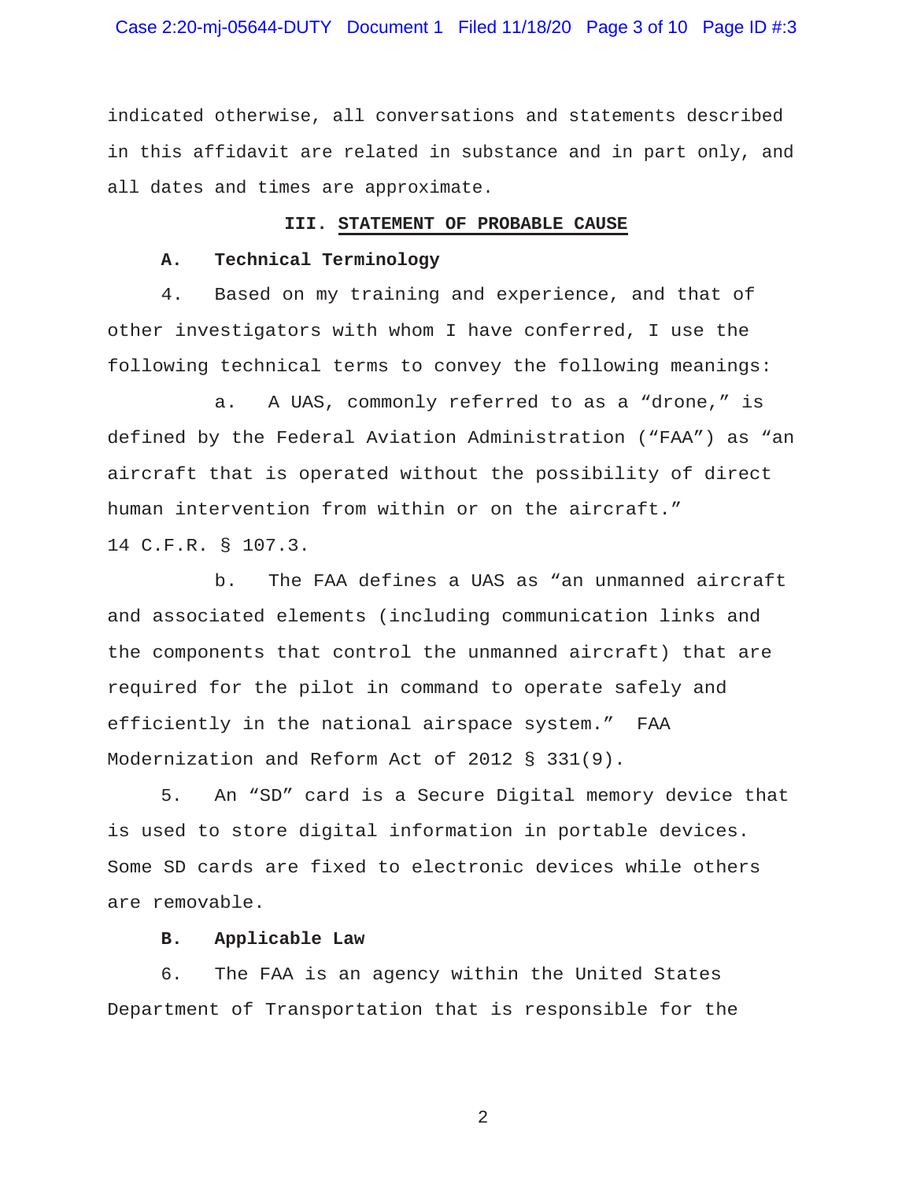indicated otherwise, all conversations and statements described in this affidavit are related in substance and in part only, and all dates and times are approximate.

## III. STATEMENT OF PROBABLE CAUSE

### A. Technical Terminology

4. Based on my training and experience, and that of other investigators with whom I have conferred, I use the following technical terms to convey the following meanings:

a. A UAS, commonly referred to as a "drone," is defined by the Federal Aviation Administration ("FAA") as "an aircraft that is operated without the possibility of direct human intervention from within or on the aircraft." 14 C.F.R. § 107.3.

b. The FAA defines a UAS as "an unmanned aircraft and associated elements (including communication links and the components that control the unmanned aircraft) that are required for the pilot in command to operate safely and efficiently in the national airspace system." FAA Modernization and Reform Act of 2012 § 331(9).

5. An "SD" card is a Secure Digital memory device that is used to store digital information in portable devices. Some SD cards are fixed to electronic devices while others are removable.

### B. Applicable Law

6. The FAA is an agency within the United States Department of Transportation that is responsible for the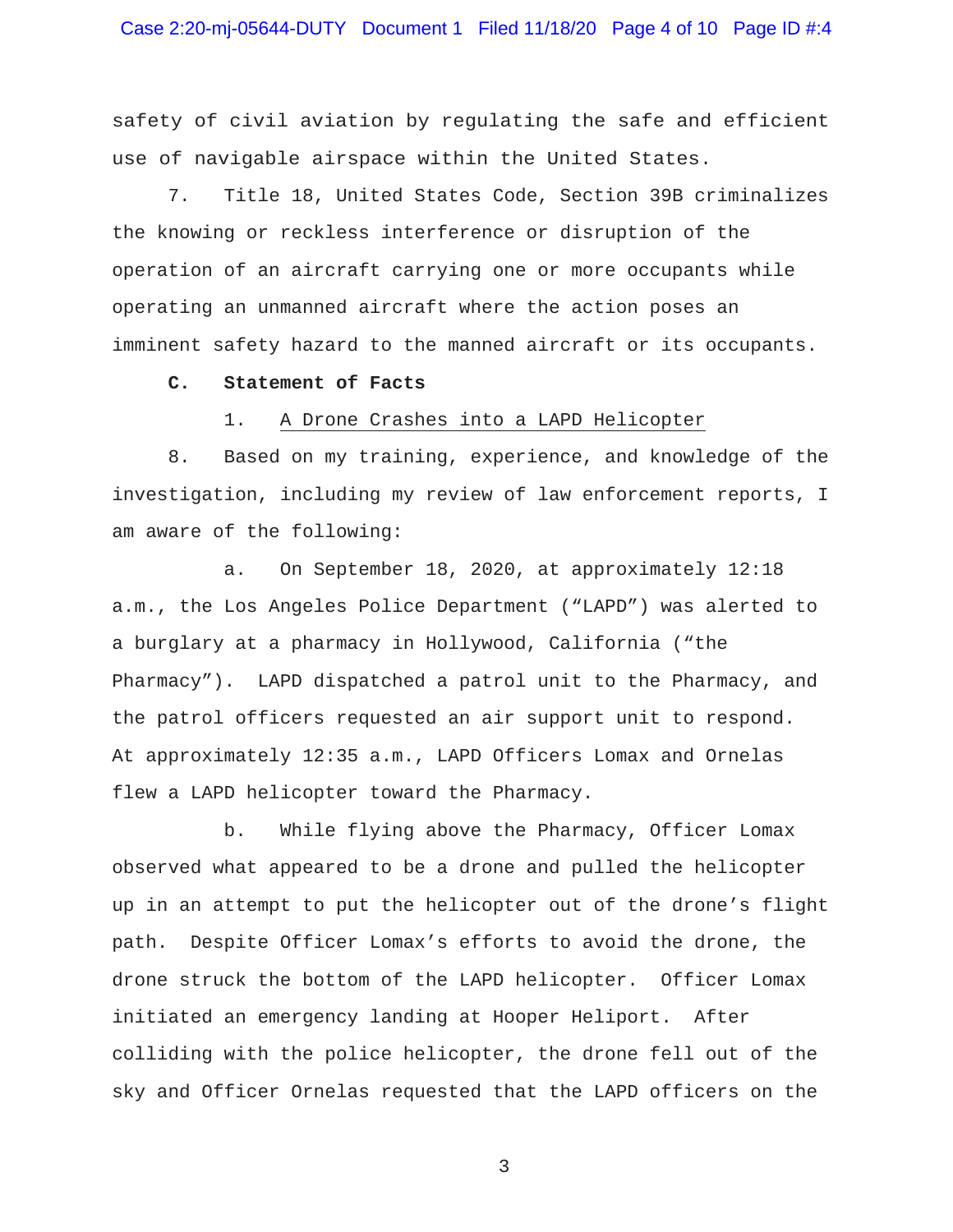safety of civil aviation by regulating the safe and efficient use of navigable airspace within the United States.

7. Title 18, United States Code, Section 39B criminalizes the knowing or reckless interference or disruption of the operation of an aircraft carrying one or more occupants while operating an unmanned aircraft where the action poses an imminent safety hazard to the manned aircraft or its occupants.

**C. Statement of Facts**

1. A Drone Crashes into a LAPD Helicopter

8. Based on my training, experience, and knowledge of the investigation, including my review of law enforcement reports, I am aware of the following:

a. On September 18, 2020, at approximately 12:18 a.m., the Los Angeles Police Department ("LAPD") was alerted to a burglary at a pharmacy in Hollywood, California ("the Pharmacy"). LAPD dispatched a patrol unit to the Pharmacy, and the patrol officers requested an air support unit to respond. At approximately 12:35 a.m., LAPD Officers Lomax and Ornelas flew a LAPD helicopter toward the Pharmacy.

b. While flying above the Pharmacy, Officer Lomax observed what appeared to be a drone and pulled the helicopter up in an attempt to put the helicopter out of the drone's flight path. Despite Officer Lomax's efforts to avoid the drone, the drone struck the bottom of the LAPD helicopter. Officer Lomax initiated an emergency landing at Hooper Heliport. After colliding with the police helicopter, the drone fell out of the sky and Officer Ornelas requested that the LAPD officers on the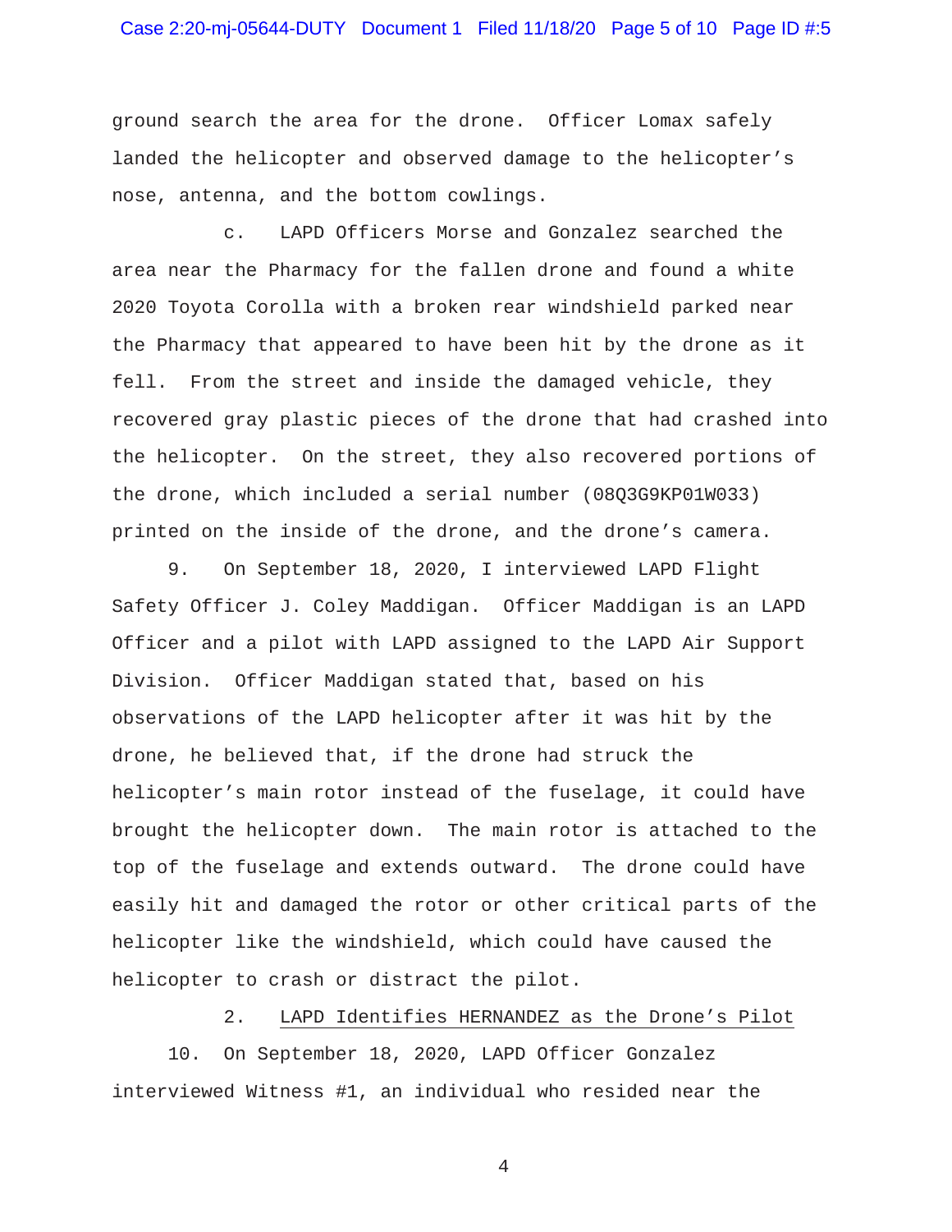ground search the area for the drone. Officer Lomax safely landed the helicopter and observed damage to the helicopter's nose, antenna, and the bottom cowlings.

c. LAPD Officers Morse and Gonzalez searched the area near the Pharmacy for the fallen drone and found a white 2020 Toyota Corolla with a broken rear windshield parked near the Pharmacy that appeared to have been hit by the drone as it fell. From the street and inside the damaged vehicle, they recovered gray plastic pieces of the drone that had crashed into the helicopter. On the street, they also recovered portions of the drone, which included a serial number (08Q3G9KP01W033) printed on the inside of the drone, and the drone's camera.

9. On September 18, 2020, I interviewed LAPD Flight Safety Officer J. Coley Maddigan. Officer Maddigan is an LAPD Officer and a pilot with LAPD assigned to the LAPD Air Support Division. Officer Maddigan stated that, based on his observations of the LAPD helicopter after it was hit by the drone, he believed that, if the drone had struck the helicopter's main rotor instead of the fuselage, it could have brought the helicopter down. The main rotor is attached to the top of the fuselage and extends outward. The drone could have easily hit and damaged the rotor or other critical parts of the helicopter like the windshield, which could have caused the helicopter to crash or distract the pilot.

2. <u>LAPD Identifies HERNANDEZ as the Drone's Pilot</u>

10. On September 18, 2020, LAPD Officer Gonzalez interviewed Witness #1, an individual who resided near the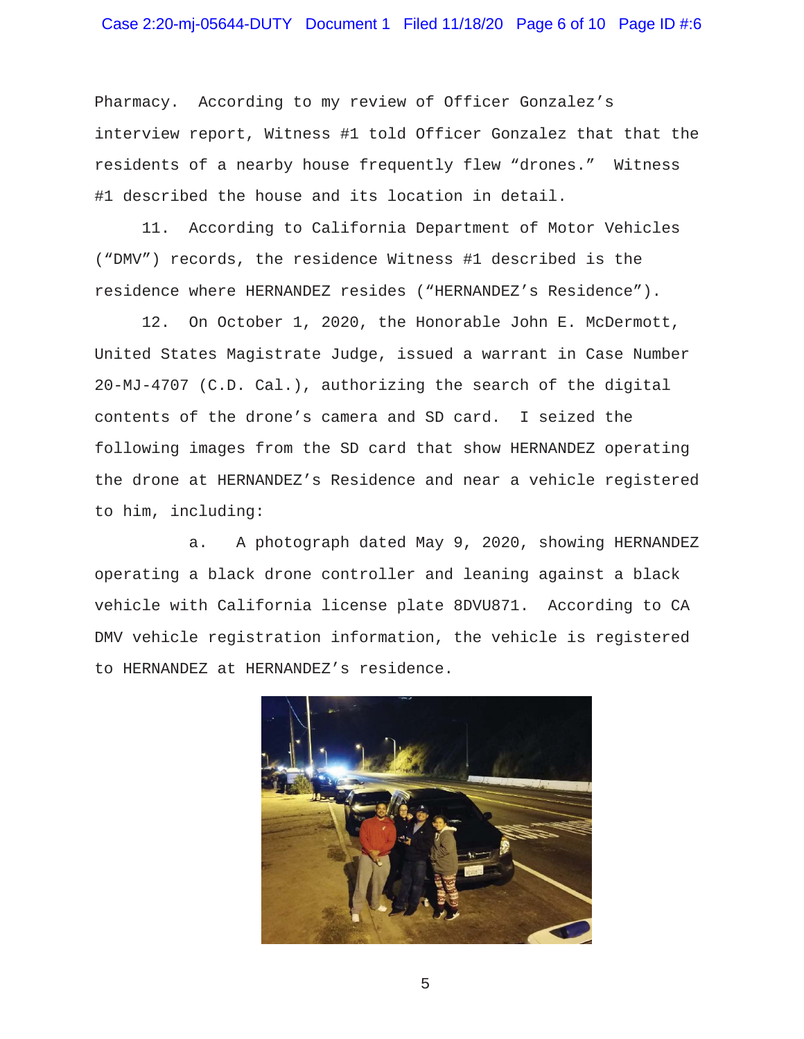Pharmacy. According to my review of Officer Gonzalez's interview report, Witness #1 told Officer Gonzalez that that the residents of a nearby house frequently flew "drones." Witness #1 described the house and its location in detail.

11. According to California Department of Motor Vehicles ("DMV") records, the residence Witness #1 described is the residence where HERNANDEZ resides ("HERNANDEZ's Residence").

12. On October 1, 2020, the Honorable John E. McDermott, United States Magistrate Judge, issued a warrant in Case Number 20-MJ-4707 (C.D. Cal.), authorizing the search of the digital contents of the drone's camera and SD card. I seized the following images from the SD card that show HERNANDEZ operating the drone at HERNANDEZ's Residence and near a vehicle registered to him, including:

a. A photograph dated May 9, 2020, showing HERNANDEZ operating a black drone controller and leaning against a black vehicle with California license plate 8DVU871. According to CA DMV vehicle registration information, the vehicle is registered to HERNANDEZ at HERNANDEZ's residence.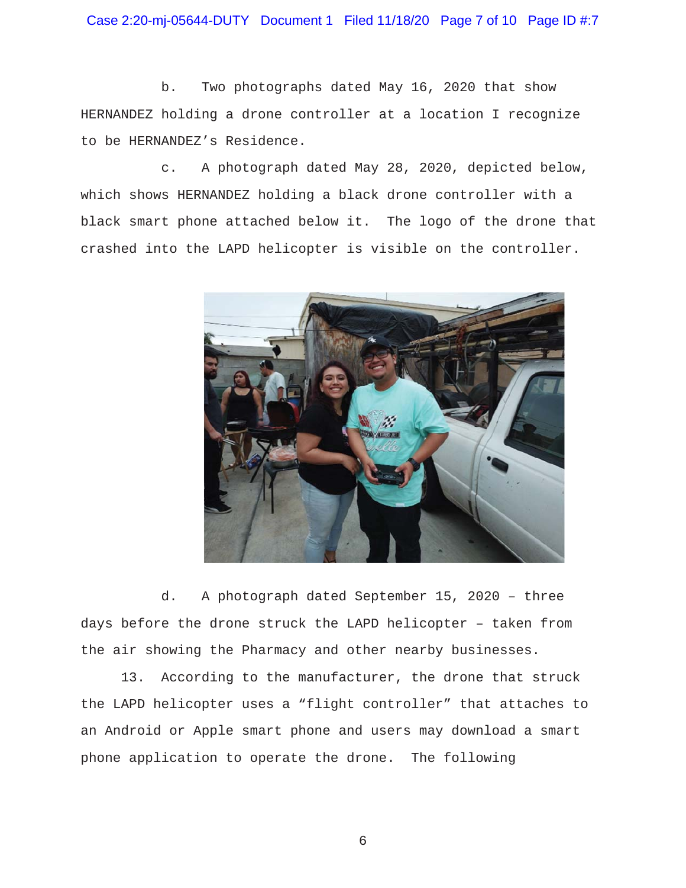b. Two photographs dated May 16, 2020 that show HERNANDEZ holding a drone controller at a location I recognize to be HERNANDEZ's Residence.

c. A photograph dated May 28, 2020, depicted below, which shows HERNANDEZ holding a black drone controller with a black smart phone attached below it. The logo of the drone that crashed into the LAPD helicopter is visible on the controller.

d. A photograph dated September 15, 2020 – three days before the drone struck the LAPD helicopter – taken from the air showing the Pharmacy and other nearby businesses.

13. According to the manufacturer, the drone that struck the LAPD helicopter uses a "flight controller" that attaches to an Android or Apple smart phone and users may download a smart phone application to operate the drone. The following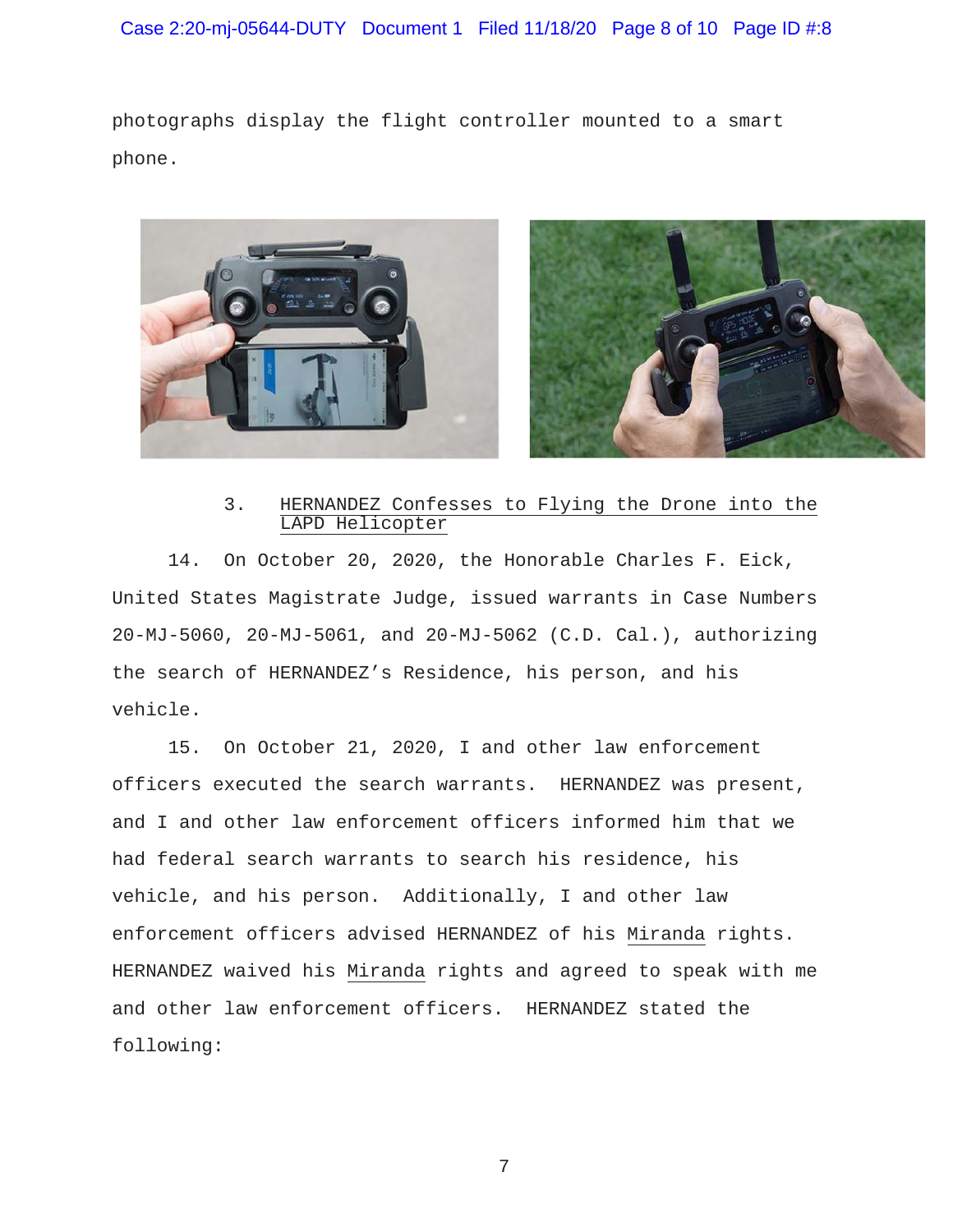photographs display the flight controller mounted to a smart phone.

3. HERNANDEZ Confesses to Flying the Drone into the LAPD Helicopter

14. On October 20, 2020, the Honorable Charles F. Eick, United States Magistrate Judge, issued warrants in Case Numbers 20-MJ-5060, 20-MJ-5061, and 20-MJ-5062 (C.D. Cal.), authorizing the search of HERNANDEZ's Residence, his person, and his vehicle.

15. On October 21, 2020, I and other law enforcement officers executed the search warrants. HERNANDEZ was present, and I and other law enforcement officers informed him that we had federal search warrants to search his residence, his vehicle, and his person. Additionally, I and other law enforcement officers advised HERNANDEZ of his *Miranda* rights. HERNANDEZ waived his *Miranda* rights and agreed to speak with me and other law enforcement officers. HERNANDEZ stated the following: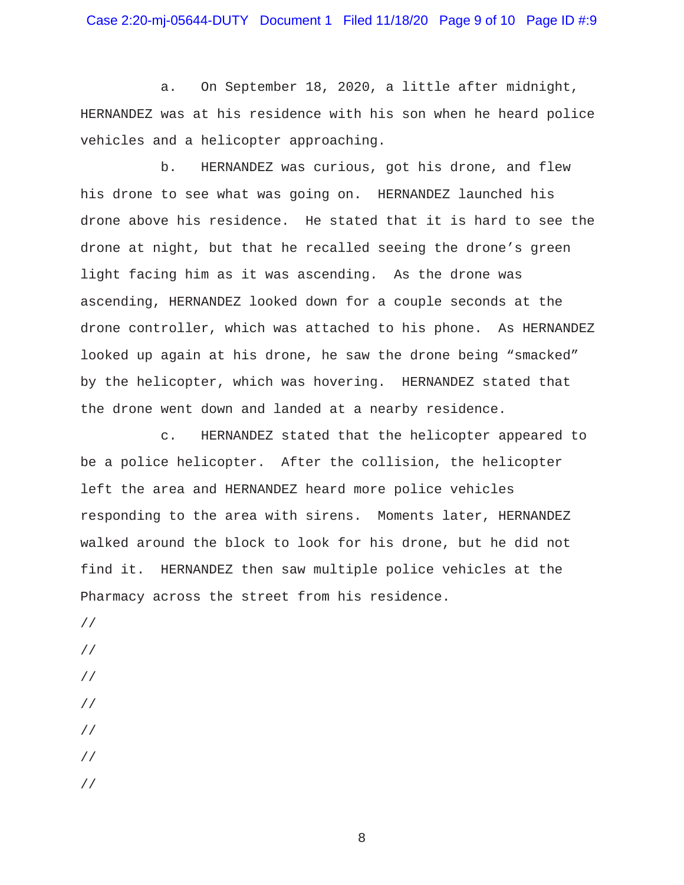a. On September 18, 2020, a little after midnight, HERNANDEZ was at his residence with his son when he heard police vehicles and a helicopter approaching.

b. HERNANDEZ was curious, got his drone, and flew his drone to see what was going on. HERNANDEZ launched his drone above his residence. He stated that it is hard to see the drone at night, but that he recalled seeing the drone's green light facing him as it was ascending. As the drone was ascending, HERNANDEZ looked down for a couple seconds at the drone controller, which was attached to his phone. As HERNANDEZ looked up again at his drone, he saw the drone being "smacked" by the helicopter, which was hovering. HERNANDEZ stated that the drone went down and landed at a nearby residence.

c. HERNANDEZ stated that the helicopter appeared to be a police helicopter. After the collision, the helicopter left the area and HERNANDEZ heard more police vehicles responding to the area with sirens. Moments later, HERNANDEZ walked around the block to look for his drone, but he did not find it. HERNANDEZ then saw multiple police vehicles at the Pharmacy across the street from his residence.

//

//

//

//

//

//

//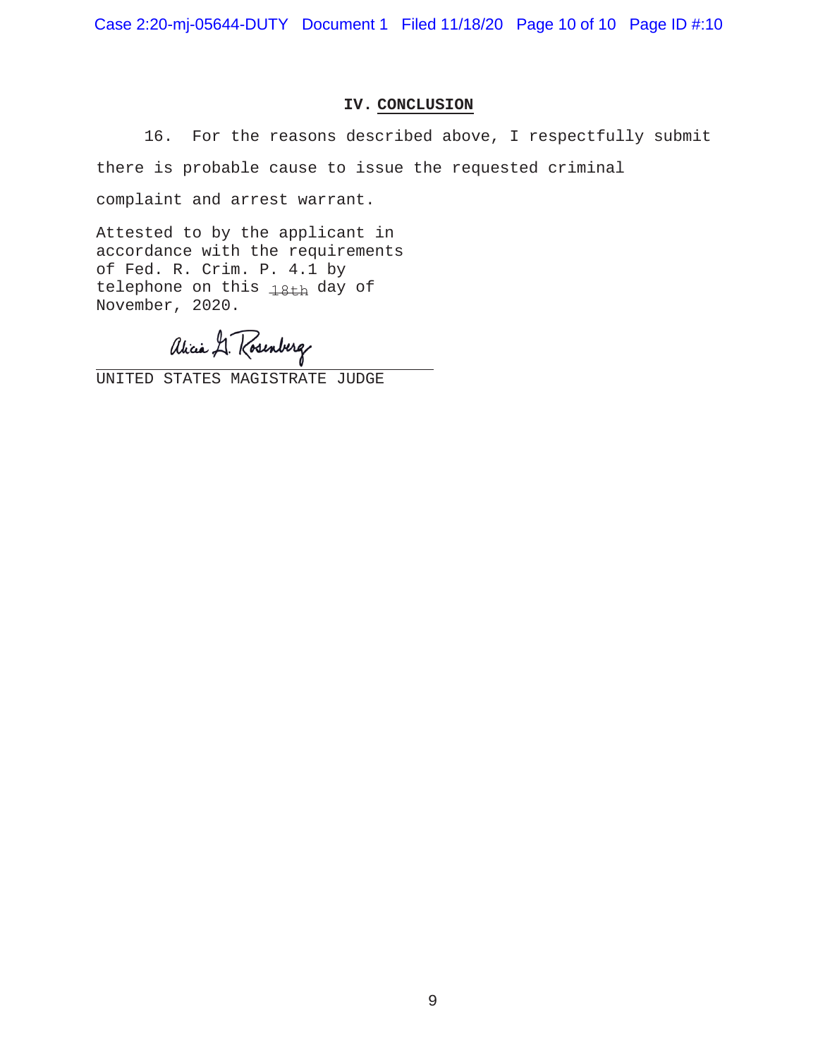## IV. CONCLUSION

16. For the reasons described above, I respectfully submit there is probable cause to issue the requested criminal complaint and arrest warrant.

Attested to by the applicant in accordance with the requirements of Fed. R. Crim. P. 4.1 by telephone on this 18th day of November, 2020.

Alicia G. Rosenberg

UNITED STATES MAGISTRATE JUDGE